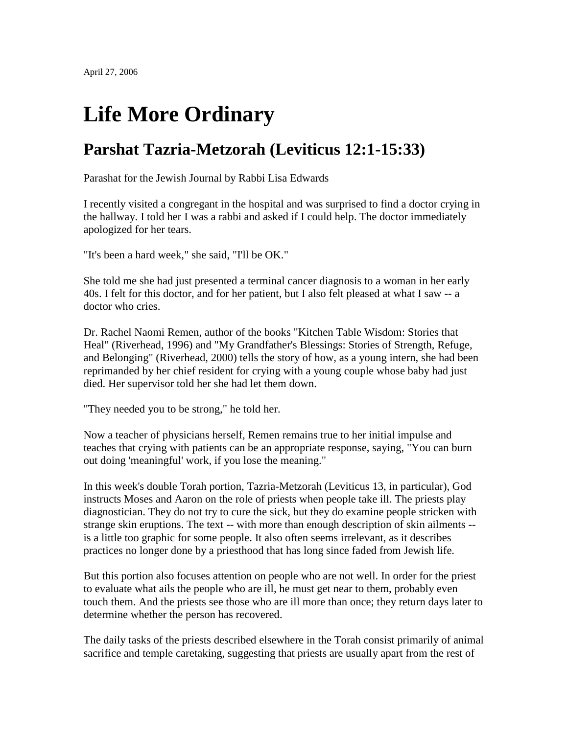April 27, 2006

# Life More Ordinary

## Parshat Tazria-Metzorah (Leviticus 12:1-15:33)

Parashat for the Jewish Journal by Rabbi Lisa Edwards

I recently visited a congregant in the hospital and was surprised to find a doctor crying in the hallway. I told her I was a rabbi and asked if I could help. The doctor immediately apologized for her tears.

"It's been a hard week," she said, "I'll be OK."

She told me she had just presented a terminal cancer diagnosis to a woman in her early 40s. I felt for this doctor, and for her patient, but I also felt pleased at what I saw -- a doctor who cries.

Dr. Rachel Naomi Remen, author of the books "Kitchen Table Wisdom: Stories that Heal" (Riverhead, 1996) and "My Grandfather's Blessings: Stories of Strength, Refuge, and Belonging" (Riverhead, 2000) tells the story of how, as a young intern, she had been reprimanded by her chief resident for crying with a young couple whose baby had just died. Her supervisor told her she had let them down.

"They needed you to be strong," he told her.

Now a teacher of physicians herself, Remen remains true to her initial impulse and teaches that crying with patients can be an appropriate response, saying, "You can burn out doing 'meaningful' work, if you lose the meaning."

In this week's double Torah portion, Tazria-Metzorah (Leviticus 13, in particular), God instructs Moses and Aaron on the role of priests when people take ill. The priests play diagnostician. They do not try to cure the sick, but they do examine people stricken with strange skin eruptions. The text -- with more than enough description of skin ailments -- is a little too graphic for some people. It also often seems irrelevant, as it describes practices no longer done by a priesthood that has long since faded from Jewish life.

But this portion also focuses attention on people who are not well. In order for the priest to evaluate what ails the people who are ill, he must get near to them, probably even touch them. And the priests see those who are ill more than once; they return days later to determine whether the person has recovered.

The daily tasks of the priests described elsewhere in the Torah consist primarily of animal sacrifice and temple caretaking, suggesting that priests are usually apart from the rest of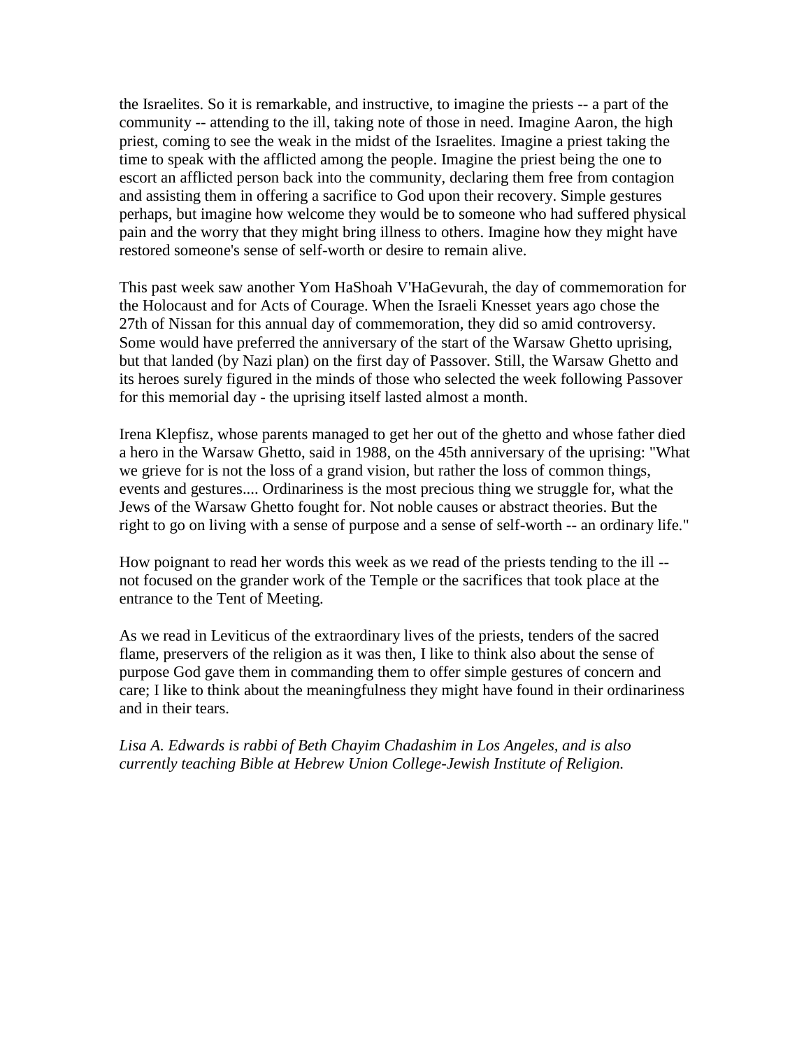the Israelites. So it is remarkable, and instructive, to imagine the priests -- a part of the community -- attending to the ill, taking note of those in need. Imagine Aaron, the high priest, coming to see the weak in the midst of the Israelites. Imagine a priest taking the time to speak with the afflicted among the people. Imagine the priest being the one to escort an afflicted person back into the community, declaring them free from contagion and assisting them in offering a sacrifice to God upon their recovery. Simple gestures perhaps, but imagine how welcome they would be to someone who had suffered physical pain and the worry that they might bring illness to others. Imagine how they might have restored someone's sense of self-worth or desire to remain alive.

This past week saw another Yom HaShoah V'HaGevurah, the day of commemoration for the Holocaust and for Acts of Courage. When the Israeli Knesset years ago chose the 27th of Nissan for this annual day of commemoration, they did so amid controversy. Some would have preferred the anniversary of the start of the Warsaw Ghetto uprising, but that landed (by Nazi plan) on the first day of Passover. Still, the Warsaw Ghetto and its heroes surely figured in the minds of those who selected the week following Passover for this memorial day - the uprising itself lasted almost a month.

Irena Klepfisz, whose parents managed to get her out of the ghetto and whose father died a hero in the Warsaw Ghetto, said in 1988, on the 45th anniversary of the uprising: "What we grieve for is not the loss of a grand vision, but rather the loss of common things, events and gestures.... Ordinariness is the most precious thing we struggle for, what the Jews of the Warsaw Ghetto fought for. Not noble causes or abstract theories. But the right to go on living with a sense of purpose and a sense of self-worth -- an ordinary life."

How poignant to read her words this week as we read of the priests tending to the ill -- not focused on the grander work of the Temple or the sacrifices that took place at the entrance to the Tent of Meeting.

As we read in Leviticus of the extraordinary lives of the priests, tenders of the sacred flame, preservers of the religion as it was then, I like to think also about the sense of purpose God gave them in commanding them to offer simple gestures of concern and care; I like to think about the meaningfulness they might have found in their ordinariness and in their tears.

*Lisa A. Edwards is rabbi of Beth Chayim Chadashim in Los Angeles, and is also currently teaching Bible at Hebrew Union College-Jewish Institute of Religion.*